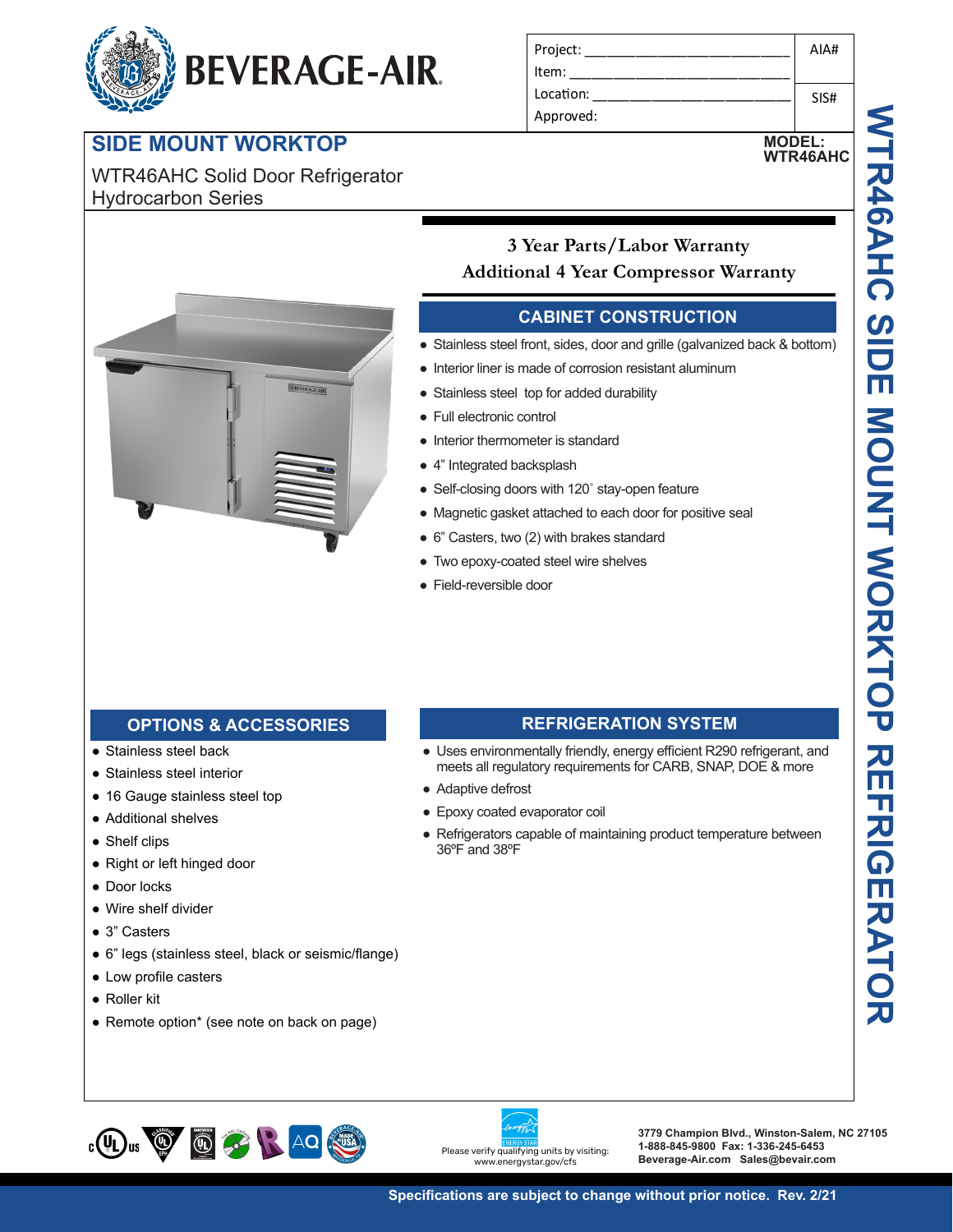BEVERAGE-AIR

| Project: ___________________________ | AIA# |
| --- | --- |
| Item: ______________________________ | |
| Location: ___________________________ | SIS# |
| Approved: | |

# SIDE MOUNT WORKTOP

**MODEL: WTR46AHC**

WTR46AHC Solid Door Refrigerator
Hydrocarbon Series

WTR46AHC SIDE MOUNT WORKTOP REFRIGERATOR

**3 Year Parts/Labor Warranty**
**Additional 4 Year Compressor Warranty**

## CABINET CONSTRUCTION

- Stainless steel front, sides, door and grille (galvanized back & bottom)
- Interior liner is made of corrosion resistant aluminum
- Stainless steel top for added durability
- Full electronic control
- Interior thermometer is standard
- 4" Integrated backsplash
- Self-closing doors with 120˚ stay-open feature
- Magnetic gasket attached to each door for positive seal
- 6" Casters, two (2) with brakes standard
- Two epoxy-coated steel wire shelves
- Field-reversible door

## OPTIONS & ACCESSORIES

- Stainless steel back
- Stainless steel interior
- 16 Gauge stainless steel top
- Additional shelves
- Shelf clips
- Right or left hinged door
- Door locks
- Wire shelf divider
- 3" Casters
- 6" legs (stainless steel, black or seismic/flange)
- Low profile casters
- Roller kit
- Remote option* (see note on back on page)

## REFRIGERATION SYSTEM

- Uses environmentally friendly, energy efficient R290 refrigerant, and meets all regulatory requirements for CARB, SNAP, DOE & more
- Adaptive defrost
- Epoxy coated evaporator coil
- Refrigerators capable of maintaining product temperature between 36ºF and 38ºF

Please verify qualifying units by visiting: www.energystar.gov/cfs

**3779 Champion Blvd., Winston-Salem, NC 27105**
**1-888-845-9800 Fax: 1-336-245-6453**
**Beverage-Air.com Sales@bevair.com**

**Specifications are subject to change without prior notice. Rev. 2/21**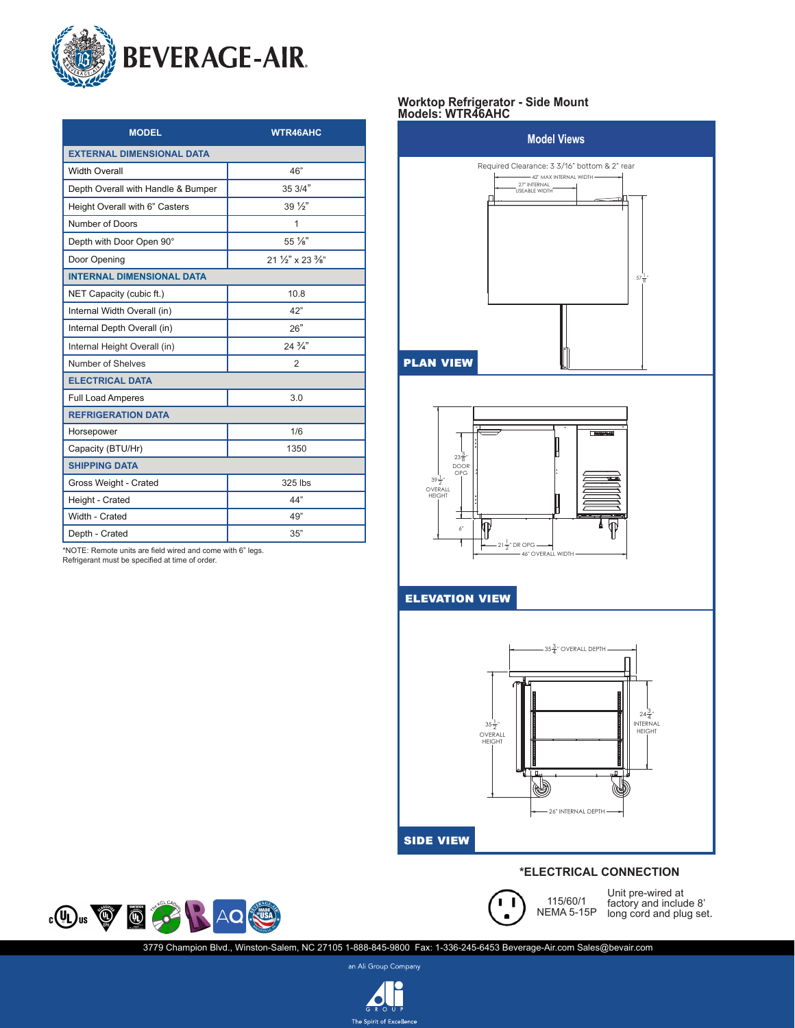# BEVERAGE-AIR

## Worktop Refrigerator - Side Mount
## Models: WTR46AHC

| MODEL | WTR46AHC |
|---|---|
| **EXTERNAL DIMENSIONAL DATA** | |
| Width Overall | 46" |
| Depth Overall with Handle & Bumper | 35 3/4" |
| Height Overall with 6" Casters | 39 ½" |
| Number of Doors | 1 |
| Depth with Door Open 90° | 55 ⅛" |
| Door Opening | 21 ½" x 23 ⅜" |
| **INTERNAL DIMENSIONAL DATA** | |
| NET Capacity (cubic ft.) | 10.8 |
| Internal Width Overall (in) | 42" |
| Internal Depth Overall (in) | 26" |
| Internal Height Overall (in) | 24 ¾" |
| Number of Shelves | 2 |
| **ELECTRICAL DATA** | |
| Full Load Amperes | 3.0 |
| **REFRIGERATION DATA** | |
| Horsepower | 1/6 |
| Capacity (BTU/Hr) | 1350 |
| **SHIPPING DATA** | |
| Gross Weight - Crated | 325 lbs |
| Height - Crated | 44" |
| Width - Crated | 49" |
| Depth - Crated | 35" |

*NOTE: Remote units are field wired and come with 6" legs.
Refrigerant must be specified at time of order.

### Model Views

Required Clearance: 3 3/16" bottom & 2" rear

42" MAX INTERNAL WIDTH
27" INTERNAL USEABLE WIDTH
57 1/8"

**PLAN VIEW**

23 3/8" DOOR OPG
39 1/2" OVERALL HEIGHT
6"
21 1/2" DR OPG
46" OVERALL WIDTH

**ELEVATION VIEW**

35 3/4" OVERALL DEPTH
35 1/2" OVERALL HEIGHT
24 3/4" INTERNAL HEIGHT
26" INTERNAL DEPTH

**SIDE VIEW**

### *ELECTRICAL CONNECTION

115/60/1
NEMA 5-15P

Unit pre-wired at factory and include 8' long cord and plug set.

3779 Champion Blvd., Winston-Salem, NC 27105 1-888-845-9800 Fax: 1-336-245-6453 Beverage-Air.com Sales@bevair.com

an Ali Group Company

The Spirit of Excellence